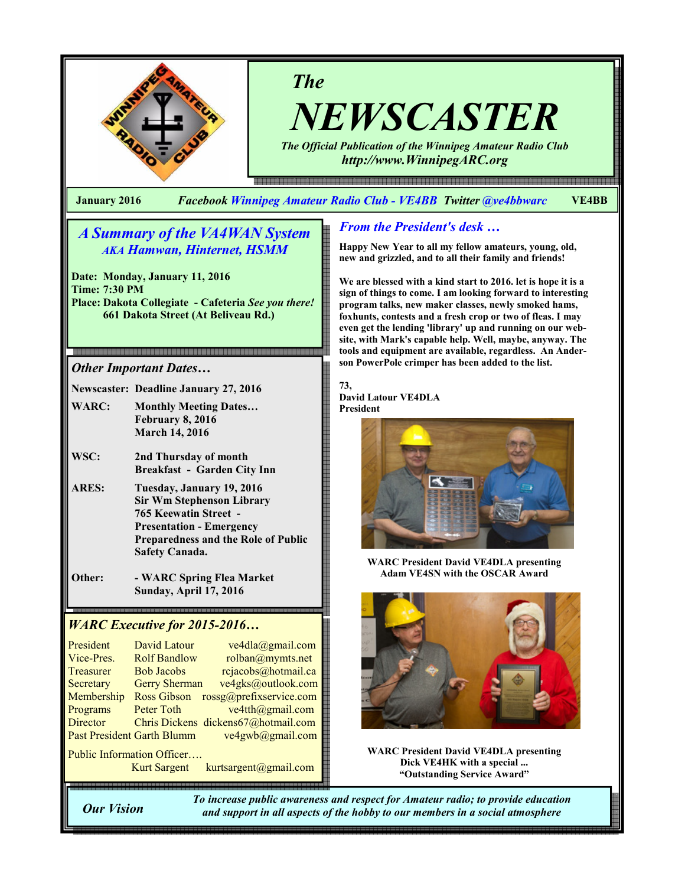# The NEWSCASTER

*The Official Publication of the Winnipeg Amateur Radio Club*
*http://www.WinnipegARC.org*

**January 2016** *Facebook Winnipeg Amateur Radio Club - VE4BB* *Twitter @ve4bbwarc* **VE4BB**

## *A Summary of the VA4WAN System*

### *AKA Hamwan, Hinternet, HSMM*

**Date: Monday, January 11, 2016**
**Time: 7:30 PM**
**Place: Dakota Collegiate - Cafeteria** ***See you there!***
**661 Dakota Street (At Beliveau Rd.)**

## *Other Important Dates…*

| | |
|---|---|
| **Newscaster:** | **Deadline January 27, 2016** |
| **WARC:** | **Monthly Meeting Dates…**<br>**February 8, 2016**<br>**March 14, 2016** |
| **WSC:** | **2nd Thursday of month**<br>**Breakfast - Garden City Inn** |
| **ARES:** | **Tuesday, January 19, 2016**<br>**Sir Wm Stephenson Library**<br>**765 Keewatin Street -**<br>**Presentation - Emergency Preparedness and the Role of Public Safety Canada.** |
| **Other:** | **- WARC Spring Flea Market**<br>**Sunday, April 17, 2016** |

## *WARC Executive for 2015-2016…*

| | | |
|---|---|---|
| President | David Latour | ve4dla@gmail.com |
| Vice-Pres. | Rolf Bandlow | rolban@mymts.net |
| Treasurer | Bob Jacobs | rcjacobs@hotmail.ca |
| Secretary | Gerry Sherman | ve4gks@outlook.com |
| Membership | Ross Gibson | rossg@prefixservice.com |
| Programs | Peter Toth | ve4tth@gmail.com |
| Director | Chris Dickens | dickens67@hotmail.com |
| Past President | Garth Blumm | ve4gwb@gmail.com |

Public Information Officer….
Kurt Sargent kurtsargent@gmail.com

## *From the President's desk …*

**Happy New Year to all my fellow amateurs, young, old, new and grizzled, and to all their family and friends!**

**We are blessed with a kind start to 2016. let is hope it is a sign of things to come. I am looking forward to interesting program talks, new maker classes, newly smoked hams, foxhunts, contests and a fresh crop or two of fleas. I may even get the lending 'library' up and running on our web-site, with Mark's capable help. Well, maybe, anyway. The tools and equipment are available, regardless. An Anderson PowerPole crimper has been added to the list.**

**73,**
**David Latour VE4DLA**
**President**

**WARC President David VE4DLA presenting Adam VE4SN with the OSCAR Award**

**WARC President David VE4DLA presenting Dick VE4HK with a special ... "Outstanding Service Award"**

***Our Vision*** — *To increase public awareness and respect for Amateur radio; to provide education and support in all aspects of the hobby to our members in a social atmosphere*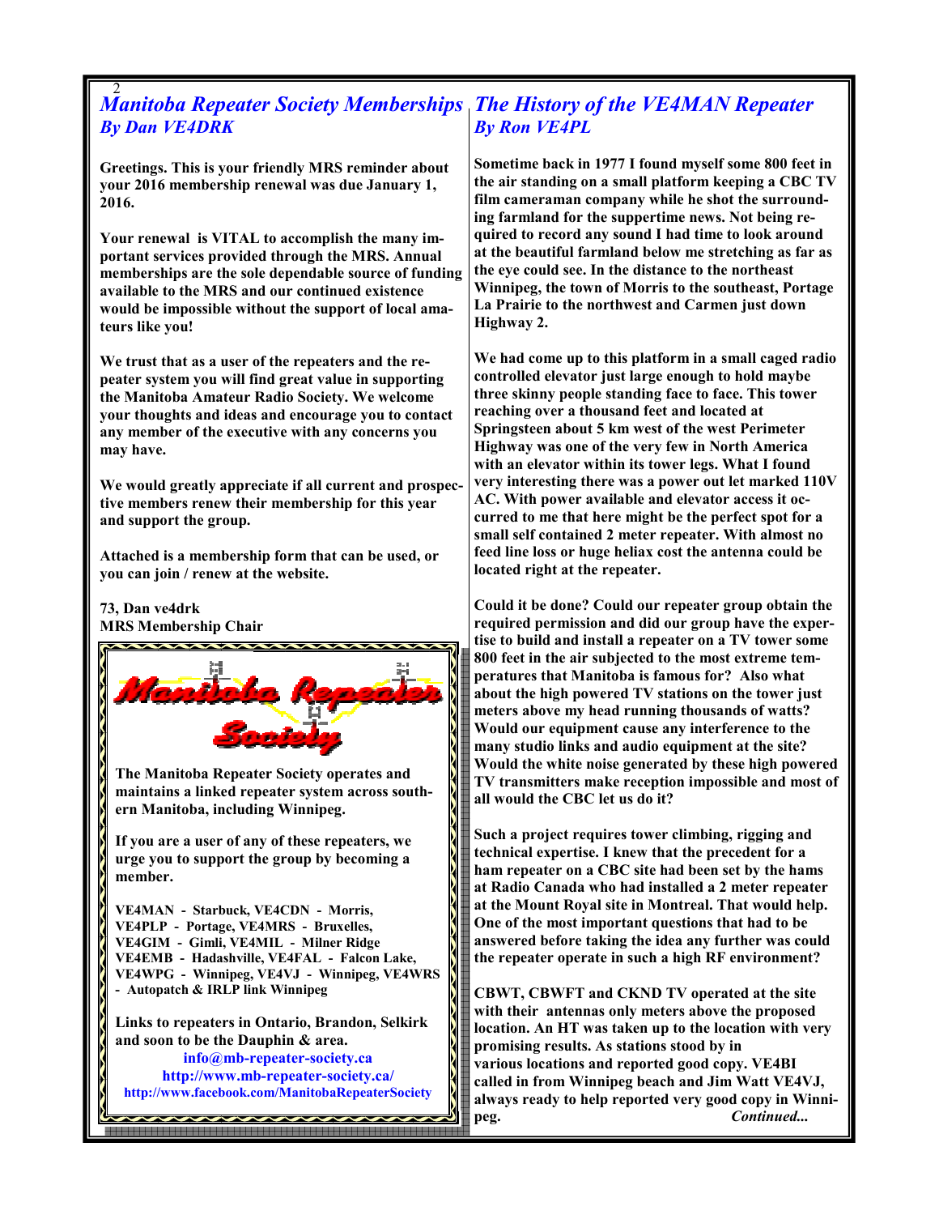## Manitoba Repeater Society Memberships
### *By Dan VE4DRK*

**Greetings. This is your friendly MRS reminder about your 2016 membership renewal was due January 1, 2016.**

**Your renewal is VITAL to accomplish the many important services provided through the MRS. Annual memberships are the sole dependable source of funding available to the MRS and our continued existence would be impossible without the support of local amateurs like you!**

**We trust that as a user of the repeaters and the repeater system you will find great value in supporting the Manitoba Amateur Radio Society. We welcome your thoughts and ideas and encourage you to contact any member of the executive with any concerns you may have.**

**We would greatly appreciate if all current and prospective members renew their membership for this year and support the group.**

**Attached is a membership form that can be used, or you can join / renew at the website.**

**73, Dan ve4drk**
**MRS Membership Chair**

---

**Manitoba Repeater Society**

**The Manitoba Repeater Society operates and maintains a linked repeater system across southern Manitoba, including Winnipeg.**

**If you are a user of any of these repeaters, we urge you to support the group by becoming a member.**

**VE4MAN - Starbuck, VE4CDN - Morris, VE4PLP - Portage, VE4MRS - Bruxelles, VE4GIM - Gimli, VE4MIL - Milner Ridge VE4EMB - Hadashville, VE4FAL - Falcon Lake, VE4WPG - Winnipeg, VE4VJ - Winnipeg, VE4WRS - Autopatch & IRLP link Winnipeg**

**Links to repeaters in Ontario, Brandon, Selkirk and soon to be the Dauphin & area.**

**info@mb-repeater-society.ca**
**http://www.mb-repeater-society.ca/**
**http://www.facebook.com/ManitobaRepeaterSociety**

---

## The History of the VE4MAN Repeater
### *By Ron VE4PL*

**Sometime back in 1977 I found myself some 800 feet in the air standing on a small platform keeping a CBC TV film cameraman company while he shot the surrounding farmland for the suppertime news. Not being required to record any sound I had time to look around at the beautiful farmland below me stretching as far as the eye could see. In the distance to the northeast Winnipeg, the town of Morris to the southeast, Portage La Prairie to the northwest and Carmen just down Highway 2.**

**We had come up to this platform in a small caged radio controlled elevator just large enough to hold maybe three skinny people standing face to face. This tower reaching over a thousand feet and located at Springsteen about 5 km west of the west Perimeter Highway was one of the very few in North America with an elevator within its tower legs. What I found very interesting there was a power out let marked 110V AC. With power available and elevator access it occurred to me that here might be the perfect spot for a small self contained 2 meter repeater. With almost no feed line loss or huge heliax cost the antenna could be located right at the repeater.**

**Could it be done? Could our repeater group obtain the required permission and did our group have the expertise to build and install a repeater on a TV tower some 800 feet in the air subjected to the most extreme temperatures that Manitoba is famous for? Also what about the high powered TV stations on the tower just meters above my head running thousands of watts? Would our equipment cause any interference to the many studio links and audio equipment at the site? Would the white noise generated by these high powered TV transmitters make reception impossible and most of all would the CBC let us do it?**

**Such a project requires tower climbing, rigging and technical expertise. I knew that the precedent for a ham repeater on a CBC site had been set by the hams at Radio Canada who had installed a 2 meter repeater at the Mount Royal site in Montreal. That would help. One of the most important questions that had to be answered before taking the idea any further was could the repeater operate in such a high RF environment?**

**CBWT, CBWFT and CKND TV operated at the site with their antennas only meters above the proposed location. An HT was taken up to the location with very promising results. As stations stood by in various locations and reported good copy. VE4BI called in from Winnipeg beach and Jim Watt VE4VJ, always ready to help reported very good copy in Winnipeg.** ***Continued...***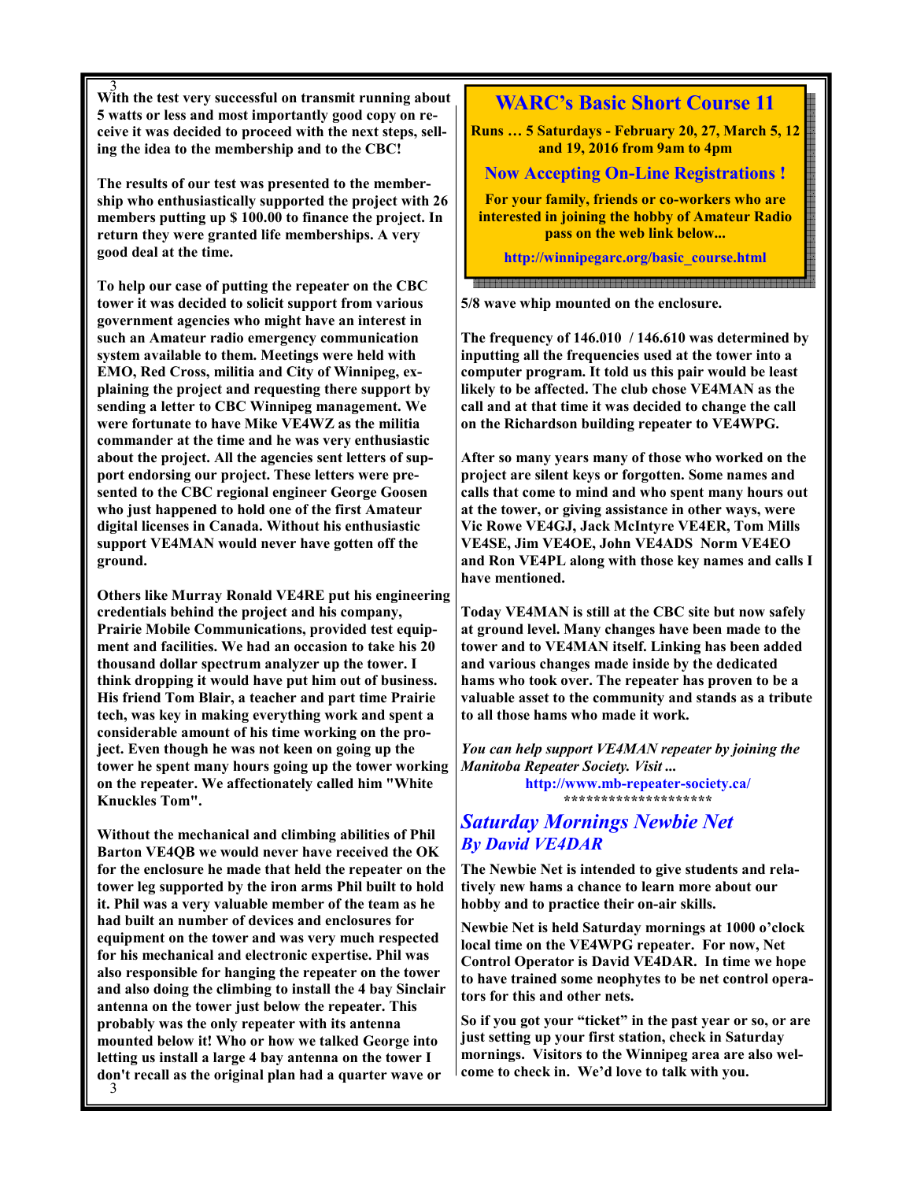**With the test very successful on transmit running about 5 watts or less and most importantly good copy on receive it was decided to proceed with the next steps, selling the idea to the membership and to the CBC!**

**The results of our test was presented to the membership who enthusiastically supported the project with 26 members putting up $ 100.00 to finance the project. In return they were granted life memberships. A very good deal at the time.**

**To help our case of putting the repeater on the CBC tower it was decided to solicit support from various government agencies who might have an interest in such an Amateur radio emergency communication system available to them. Meetings were held with EMO, Red Cross, militia and City of Winnipeg, explaining the project and requesting there support by sending a letter to CBC Winnipeg management. We were fortunate to have Mike VE4WZ as the militia commander at the time and he was very enthusiastic about the project. All the agencies sent letters of support endorsing our project. These letters were presented to the CBC regional engineer George Goosen who just happened to hold one of the first Amateur digital licenses in Canada. Without his enthusiastic support VE4MAN would never have gotten off the ground.**

**Others like Murray Ronald VE4RE put his engineering credentials behind the project and his company, Prairie Mobile Communications, provided test equipment and facilities. We had an occasion to take his 20 thousand dollar spectrum analyzer up the tower. I think dropping it would have put him out of business. His friend Tom Blair, a teacher and part time Prairie tech, was key in making everything work and spent a considerable amount of his time working on the project. Even though he was not keen on going up the tower he spent many hours going up the tower working on the repeater. We affectionately called him "White Knuckles Tom".**

**Without the mechanical and climbing abilities of Phil Barton VE4QB we would never have received the OK for the enclosure he made that held the repeater on the tower leg supported by the iron arms Phil built to hold it. Phil was a very valuable member of the team as he had built an number of devices and enclosures for equipment on the tower and was very much respected for his mechanical and electronic expertise. Phil was also responsible for hanging the repeater on the tower and also doing the climbing to install the 4 bay Sinclair antenna on the tower just below the repeater. This probably was the only repeater with its antenna mounted below it! Who or how we talked George into letting us install a large 4 bay antenna on the tower I don't recall as the original plan had a quarter wave or 5/8 wave whip mounted on the enclosure.**

**The frequency of 146.010 / 146.610 was determined by inputting all the frequencies used at the tower into a computer program. It told us this pair would be least likely to be affected. The club chose VE4MAN as the call and at that time it was decided to change the call on the Richardson building repeater to VE4WPG.**

**After so many years many of those who worked on the project are silent keys or forgotten. Some names and calls that come to mind and who spent many hours out at the tower, or giving assistance in other ways, were Vic Rowe VE4GJ, Jack McIntyre VE4ER, Tom Mills VE4SE, Jim VE4OE, John VE4ADS Norm VE4EO and Ron VE4PL along with those key names and calls I have mentioned.**

**Today VE4MAN is still at the CBC site but now safely at ground level. Many changes have been made to the tower and to VE4MAN itself. Linking has been added and various changes made inside by the dedicated hams who took over. The repeater has proven to be a valuable asset to the community and stands as a tribute to all those hams who made it work.**

***You can help support VE4MAN repeater by joining the Manitoba Repeater Society. Visit ...***

**http://www.mb-repeater-society.ca/**

********************

## WARC's Basic Short Course 11

**Runs … 5 Saturdays - February 20, 27, March 5, 12 and 19, 2016 from 9am to 4pm**

**Now Accepting On-Line Registrations !**

**For your family, friends or co-workers who are interested in joining the hobby of Amateur Radio pass on the web link below...**

**http://winnipegarc.org/basic_course.html**

## *Saturday Mornings Newbie Net*

### *By David VE4DAR*

**The Newbie Net is intended to give students and relatively new hams a chance to learn more about our hobby and to practice their on-air skills.**

**Newbie Net is held Saturday mornings at 1000 o'clock local time on the VE4WPG repeater. For now, Net Control Operator is David VE4DAR. In time we hope to have trained some neophytes to be net control operators for this and other nets.**

**So if you got your "ticket" in the past year or so, or are just setting up your first station, check in Saturday mornings. Visitors to the Winnipeg area are also welcome to check in. We'd love to talk with you.**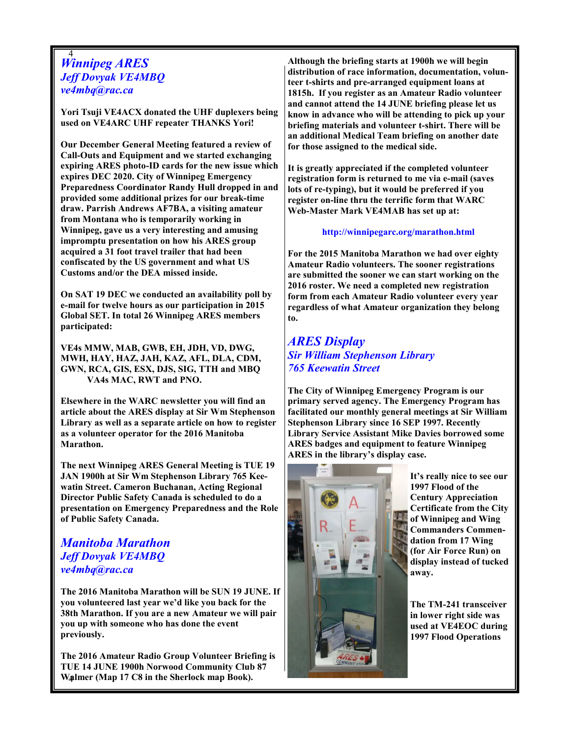## Winnipeg ARES

### *Jeff Dovyak VE4MBQ*

### *ve4mbq@rac.ca*

**Yori Tsuji VE4ACX donated the UHF duplexers being used on VE4ARC UHF repeater THANKS Yori!**

**Our December General Meeting featured a review of Call-Outs and Equipment and we started exchanging expiring ARES photo-ID cards for the new issue which expires DEC 2020. City of Winnipeg Emergency Preparedness Coordinator Randy Hull dropped in and provided some additional prizes for our break-time draw. Parrish Andrews AF7BA, a visiting amateur from Montana who is temporarily working in Winnipeg, gave us a very interesting and amusing impromptu presentation on how his ARES group acquired a 31 foot travel trailer that had been confiscated by the US government and what US Customs and/or the DEA missed inside.**

**On SAT 19 DEC we conducted an availability poll by e-mail for twelve hours as our participation in 2015 Global SET. In total 26 Winnipeg ARES members participated:**

**VE4s MMW, MAB, GWB, EH, JDH, VD, DWG, MWH, HAY, HAZ, JAH, KAZ, AFL, DLA, CDM, GWN, RCA, GIS, ESX, DJS, SIG, TTH and MBQ**
**VA4s MAC, RWT and PNO.**

**Elsewhere in the WARC newsletter you will find an article about the ARES display at Sir Wm Stephenson Library as well as a separate article on how to register as a volunteer operator for the 2016 Manitoba Marathon.**

**The next Winnipeg ARES General Meeting is TUE 19 JAN 1900h at Sir Wm Stephenson Library 765 Keewatin Street. Cameron Buchanan, Acting Regional Director Public Safety Canada is scheduled to do a presentation on Emergency Preparedness and the Role of Public Safety Canada.**

## Manitoba Marathon

### *Jeff Dovyak VE4MBQ*

### *ve4mbq@rac.ca*

**The 2016 Manitoba Marathon will be SUN 19 JUNE. If you volunteered last year we'd like you back for the 38th Marathon. If you are a new Amateur we will pair you up with someone who has done the event previously.**

**The 2016 Amateur Radio Group Volunteer Briefing is TUE 14 JUNE 1900h Norwood Community Club 87 Walmer (Map 17 C8 in the Sherlock map Book).**

**Although the briefing starts at 1900h we will begin distribution of race information, documentation, volunteer t-shirts and pre-arranged equipment loans at 1815h. If you register as an Amateur Radio volunteer and cannot attend the 14 JUNE briefing please let us know in advance who will be attending to pick up your briefing materials and volunteer t-shirt. There will be an additional Medical Team briefing on another date for those assigned to the medical side.**

**It is greatly appreciated if the completed volunteer registration form is returned to me via e-mail (saves lots of re-typing), but it would be preferred if you register on-line thru the terrific form that WARC Web-Master Mark VE4MAB has set up at:**

**http://winnipegarc.org/marathon.html**

**For the 2015 Manitoba Marathon we had over eighty Amateur Radio volunteers. The sooner registrations are submitted the sooner we can start working on the 2016 roster. We need a completed new registration form from each Amateur Radio volunteer every year regardless of what Amateur organization they belong to.**

## ARES Display

### *Sir William Stephenson Library*

### *765 Keewatin Street*

**The City of Winnipeg Emergency Program is our primary served agency. The Emergency Program has facilitated our monthly general meetings at Sir William Stephenson Library since 16 SEP 1997. Recently Library Service Assistant Mike Davies borrowed some ARES badges and equipment to feature Winnipeg ARES in the library's display case.**

**It's really nice to see our 1997 Flood of the Century Appreciation Certificate from the City of Winnipeg and Wing Commanders Commendation from 17 Wing (for Air Force Run) on display instead of tucked away.**

**The TM-241 transceiver in lower right side was used at VE4EOC during 1997 Flood Operations**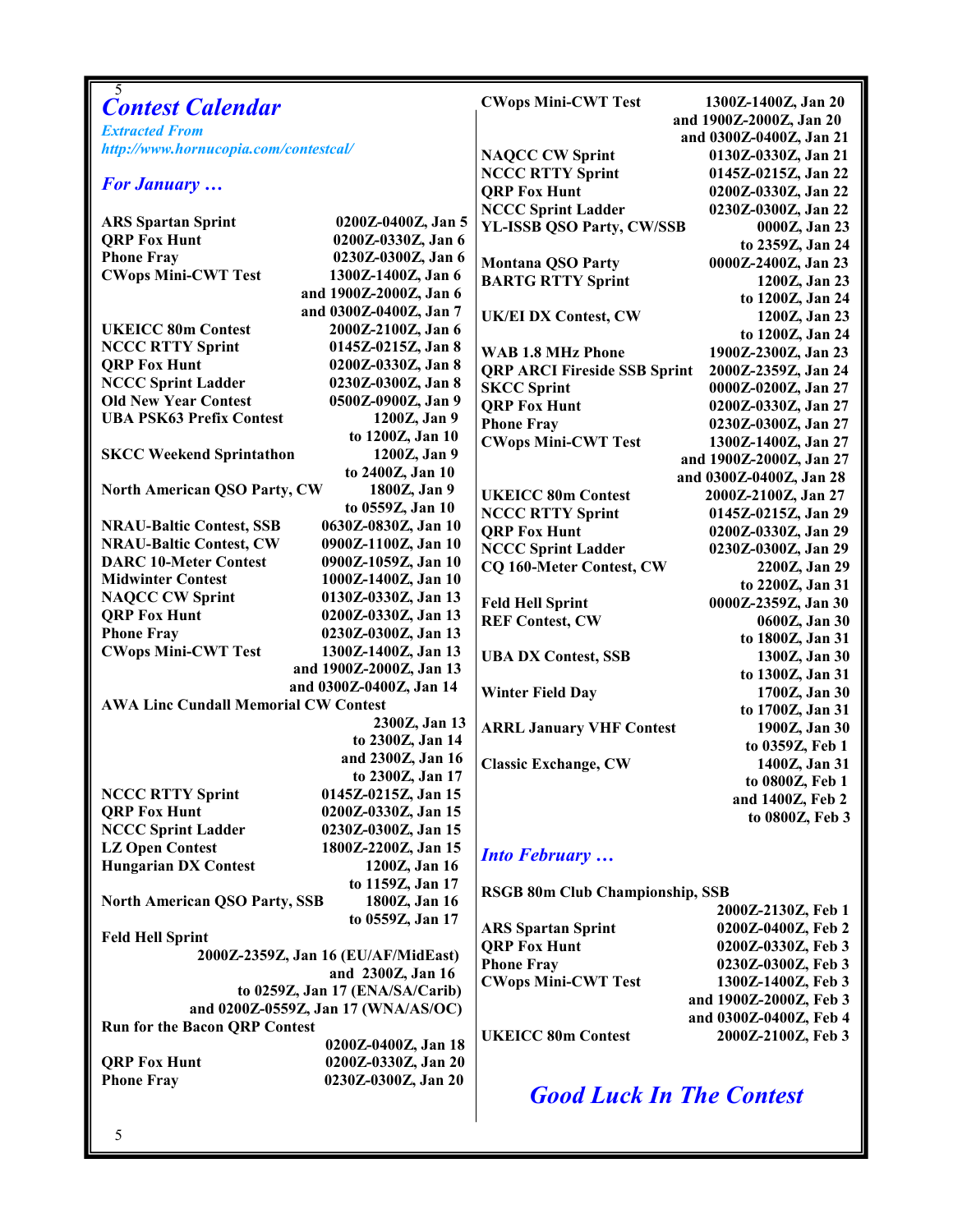# Contest Calendar

*Extracted From*
*http://www.hornucopia.com/contestcal/*

## *For January …*

| Contest | Date/Time |
|---|---|
| ARS Spartan Sprint | 0200Z-0400Z, Jan 5 |
| QRP Fox Hunt | 0200Z-0330Z, Jan 6 |
| Phone Fray | 0230Z-0300Z, Jan 6 |
| CWops Mini-CWT Test | 1300Z-1400Z, Jan 6 and 1900Z-2000Z, Jan 6 and 0300Z-0400Z, Jan 7 |
| UKEICC 80m Contest | 2000Z-2100Z, Jan 6 |
| NCCC RTTY Sprint | 0145Z-0215Z, Jan 8 |
| QRP Fox Hunt | 0200Z-0330Z, Jan 8 |
| NCCC Sprint Ladder | 0230Z-0300Z, Jan 8 |
| Old New Year Contest | 0500Z-0900Z, Jan 9 |
| UBA PSK63 Prefix Contest | 1200Z, Jan 9 to 1200Z, Jan 10 |
| SKCC Weekend Sprintathon | 1200Z, Jan 9 to 2400Z, Jan 10 |
| North American QSO Party, CW | 1800Z, Jan 9 to 0559Z, Jan 10 |
| NRAU-Baltic Contest, SSB | 0630Z-0830Z, Jan 10 |
| NRAU-Baltic Contest, CW | 0900Z-1100Z, Jan 10 |
| DARC 10-Meter Contest | 0900Z-1059Z, Jan 10 |
| Midwinter Contest | 1000Z-1400Z, Jan 10 |
| NAQCC CW Sprint | 0130Z-0330Z, Jan 13 |
| QRP Fox Hunt | 0200Z-0330Z, Jan 13 |
| Phone Fray | 0230Z-0300Z, Jan 13 |
| CWops Mini-CWT Test | 1300Z-1400Z, Jan 13 and 1900Z-2000Z, Jan 13 and 0300Z-0400Z, Jan 14 |
| AWA Linc Cundall Memorial CW Contest | 2300Z, Jan 13 to 2300Z, Jan 14 and 2300Z, Jan 16 to 2300Z, Jan 17 |
| NCCC RTTY Sprint | 0145Z-0215Z, Jan 15 |
| QRP Fox Hunt | 0200Z-0330Z, Jan 15 |
| NCCC Sprint Ladder | 0230Z-0300Z, Jan 15 |
| LZ Open Contest | 1800Z-2200Z, Jan 15 |
| Hungarian DX Contest | 1200Z, Jan 16 to 1159Z, Jan 17 |
| North American QSO Party, SSB | 1800Z, Jan 16 to 0559Z, Jan 17 |
| Feld Hell Sprint | 2000Z-2359Z, Jan 16 (EU/AF/MidEast) and 2300Z, Jan 16 to 0259Z, Jan 17 (ENA/SA/Carib) and 0200Z-0559Z, Jan 17 (WNA/AS/OC) |
| Run for the Bacon QRP Contest | 0200Z-0400Z, Jan 18 |
| QRP Fox Hunt | 0200Z-0330Z, Jan 20 |
| Phone Fray | 0230Z-0300Z, Jan 20 |
| CWops Mini-CWT Test | 1300Z-1400Z, Jan 20 and 1900Z-2000Z, Jan 20 and 0300Z-0400Z, Jan 21 |
| NAQCC CW Sprint | 0130Z-0330Z, Jan 21 |
| NCCC RTTY Sprint | 0145Z-0215Z, Jan 22 |
| QRP Fox Hunt | 0200Z-0330Z, Jan 22 |
| NCCC Sprint Ladder | 0230Z-0300Z, Jan 22 |
| YL-ISSB QSO Party, CW/SSB | 0000Z, Jan 23 to 2359Z, Jan 24 |
| Montana QSO Party | 0000Z-2400Z, Jan 23 |
| BARTG RTTY Sprint | 1200Z, Jan 23 to 1200Z, Jan 24 |
| UK/EI DX Contest, CW | 1200Z, Jan 23 to 1200Z, Jan 24 |
| WAB 1.8 MHz Phone | 1900Z-2300Z, Jan 23 |
| QRP ARCI Fireside SSB Sprint | 2000Z-2359Z, Jan 24 |
| SKCC Sprint | 0000Z-0200Z, Jan 27 |
| QRP Fox Hunt | 0200Z-0330Z, Jan 27 |
| Phone Fray | 0230Z-0300Z, Jan 27 |
| CWops Mini-CWT Test | 1300Z-1400Z, Jan 27 and 1900Z-2000Z, Jan 27 and 0300Z-0400Z, Jan 28 |
| UKEICC 80m Contest | 2000Z-2100Z, Jan 27 |
| NCCC RTTY Sprint | 0145Z-0215Z, Jan 29 |
| QRP Fox Hunt | 0200Z-0330Z, Jan 29 |
| NCCC Sprint Ladder | 0230Z-0300Z, Jan 29 |
| CQ 160-Meter Contest, CW | 2200Z, Jan 29 to 2200Z, Jan 31 |
| Feld Hell Sprint | 0000Z-2359Z, Jan 30 |
| REF Contest, CW | 0600Z, Jan 30 to 1800Z, Jan 31 |
| UBA DX Contest, SSB | 1300Z, Jan 30 to 1300Z, Jan 31 |
| Winter Field Day | 1700Z, Jan 30 to 1700Z, Jan 31 |
| ARRL January VHF Contest | 1900Z, Jan 30 to 0359Z, Feb 1 |
| Classic Exchange, CW | 1400Z, Jan 31 to 0800Z, Feb 1 and 1400Z, Feb 2 to 0800Z, Feb 3 |

## *Into February …*

| Contest | Date/Time |
|---|---|
| RSGB 80m Club Championship, SSB | 2000Z-2130Z, Feb 1 |
| ARS Spartan Sprint | 0200Z-0400Z, Feb 2 |
| QRP Fox Hunt | 0200Z-0330Z, Feb 3 |
| Phone Fray | 0230Z-0300Z, Feb 3 |
| CWops Mini-CWT Test | 1300Z-1400Z, Feb 3 and 1900Z-2000Z, Feb 3 and 0300Z-0400Z, Feb 4 |
| UKEICC 80m Contest | 2000Z-2100Z, Feb 3 |

## *Good Luck In The Contest*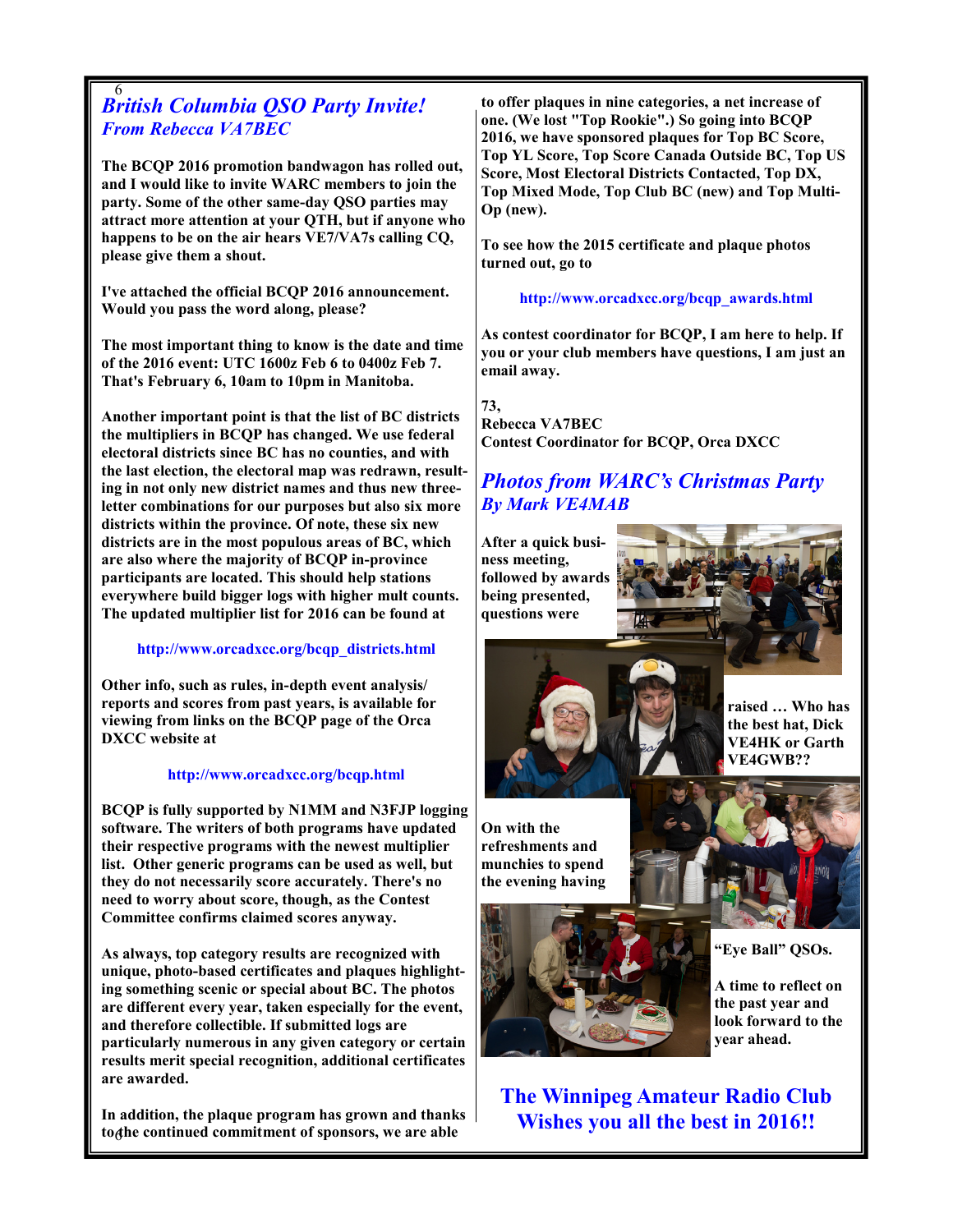## *British Columbia QSO Party Invite!*
### *From Rebecca VA7BEC*

**The BCQP 2016 promotion bandwagon has rolled out, and I would like to invite WARC members to join the party. Some of the other same-day QSO parties may attract more attention at your QTH, but if anyone who happens to be on the air hears VE7/VA7s calling CQ, please give them a shout.**

**I've attached the official BCQP 2016 announcement. Would you pass the word along, please?**

**The most important thing to know is the date and time of the 2016 event: UTC 1600z Feb 6 to 0400z Feb 7. That's February 6, 10am to 10pm in Manitoba.**

**Another important point is that the list of BC districts the multipliers in BCQP has changed. We use federal electoral districts since BC has no counties, and with the last election, the electoral map was redrawn, resulting in not only new district names and thus new three-letter combinations for our purposes but also six more districts within the province. Of note, these six new districts are in the most populous areas of BC, which are also where the majority of BCQP in-province participants are located. This should help stations everywhere build bigger logs with higher mult counts. The updated multiplier list for 2016 can be found at**

**http://www.orcadxcc.org/bcqp_districts.html**

**Other info, such as rules, in-depth event analysis/ reports and scores from past years, is available for viewing from links on the BCQP page of the Orca DXCC website at**

**http://www.orcadxcc.org/bcqp.html**

**BCQP is fully supported by N1MM and N3FJP logging software. The writers of both programs have updated their respective programs with the newest multiplier list. Other generic programs can be used as well, but they do not necessarily score accurately. There's no need to worry about score, though, as the Contest Committee confirms claimed scores anyway.**

**As always, top category results are recognized with unique, photo-based certificates and plaques highlighting something scenic or special about BC. The photos are different every year, taken especially for the event, and therefore collectible. If submitted logs are particularly numerous in any given category or certain results merit special recognition, additional certificates are awarded.**

**In addition, the plaque program has grown and thanks to the continued commitment of sponsors, we are able to offer plaques in nine categories, a net increase of one. (We lost "Top Rookie".) So going into BCQP 2016, we have sponsored plaques for Top BC Score, Top YL Score, Top Score Canada Outside BC, Top US Score, Most Electoral Districts Contacted, Top DX, Top Mixed Mode, Top Club BC (new) and Top Multi-Op (new).**

**To see how the 2015 certificate and plaque photos turned out, go to**

**http://www.orcadxcc.org/bcqp_awards.html**

**As contest coordinator for BCQP, I am here to help. If you or your club members have questions, I am just an email away.**

**73,**
**Rebecca VA7BEC**
**Contest Coordinator for BCQP, Orca DXCC**

## *Photos from WARC's Christmas Party*
### *By Mark VE4MAB*

**After a quick business meeting, followed by awards being presented, questions were raised … Who has the best hat, Dick VE4HK or Garth VE4GWB??**

**On with the refreshments and munchies to spend the evening having "Eye Ball" QSOs.**

**A time to reflect on the past year and look forward to the year ahead.**

## The Winnipeg Amateur Radio Club Wishes you all the best in 2016!!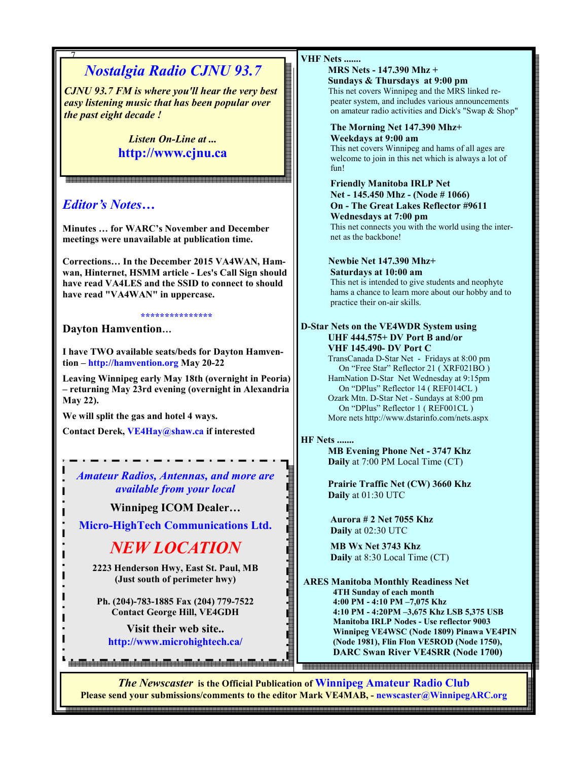## Nostalgia Radio CJNU 93.7

*CJNU 93.7 FM is where you'll hear the very best easy listening music that has been popular over the past eight decade !*

*Listen On-Line at ...*

**http://www.cjnu.ca**

## Editor's Notes…

**Minutes … for WARC's November and December meetings were unavailable at publication time.**

**Corrections… In the December 2015 VA4WAN, Hamwan, Hinternet, HSMM article - Les's Call Sign should have read VA4LES and the SSID to connect to should have read "VA4WAN" in uppercase.**

***************

**Dayton Hamvention…**

**I have TWO available seats/beds for Dayton Hamvention – http://hamvention.org May 20-22**

**Leaving Winnipeg early May 18th (overnight in Peoria) – returning May 23rd evening (overnight in Alexandria May 22).**

**We will split the gas and hotel 4 ways.**

**Contact Derek, VE4Hay@shaw.ca if interested**

---

*Amateur Radios, Antennas, and more are available from your local*

**Winnipeg ICOM Dealer…**

**Micro-HighTech Communications Ltd.**

***NEW LOCATION***

**2223 Henderson Hwy, East St. Paul, MB**
**(Just south of perimeter hwy)**

**Ph. (204)-783-1885 Fax (204) 779-7522**
**Contact George Hill, VE4GDH**

**Visit their web site..**

**http://www.microhightech.ca/**

---

**VHF Nets .......**

**MRS Nets - 147.390 Mhz +**
**Sundays & Thursdays at 9:00 pm**
This net covers Winnipeg and the MRS linked repeater system, and includes various announcements on amateur radio activities and Dick's "Swap & Shop"

**The Morning Net 147.390 Mhz+**
**Weekdays at 9:00 am**
This net covers Winnipeg and hams of all ages are welcome to join in this net which is always a lot of fun!

**Friendly Manitoba IRLP Net**
**Net - 145.450 Mhz - (Node # 1066)**
**On - The Great Lakes Reflector #9611**
**Wednesdays at 7:00 pm**
This net connects you with the world using the internet as the backbone!

**Newbie Net 147.390 Mhz+**
**Saturdays at 10:00 am**
This net is intended to give students and neophyte hams a chance to learn more about our hobby and to practice their on-air skills.

**D-Star Nets on the VE4WDR System using**
**UHF 444.575+ DV Port B and/or**
**VHF 145.490- DV Port C**

TransCanada D-Star Net - Fridays at 8:00 pm
On "Free Star" Reflector 21 ( XRF021BO )
HamNation D-Star Net Wednesday at 9:15pm
On "DPlus" Reflector 14 ( REF014CL )
Ozark Mtn. D-Star Net - Sundays at 8:00 pm
On "DPlus" Reflector 1 ( REF001CL )
More nets http://www.dstarinfo.com/nets.aspx

**HF Nets .......**

**MB Evening Phone Net - 3747 Khz**
**Daily** at 7:00 PM Local Time (CT)

**Prairie Traffic Net (CW) 3660 Khz**
**Daily** at 01:30 UTC

**Aurora # 2 Net 7055 Khz**
**Daily** at 02:30 UTC

**MB Wx Net 3743 Khz**
**Daily** at 8:30 Local Time (CT)

**ARES Manitoba Monthly Readiness Net**
**4TH Sunday of each month**
**4:00 PM - 4:10 PM –7,075 Khz**
**4:10 PM - 4:20PM –3,675 Khz LSB 5,375 USB**
**Manitoba IRLP Nodes - Use reflector 9003**
**Winnipeg VE4WSC (Node 1809) Pinawa VE4PIN (Node 1981), Flin Flon VE5ROD (Node 1750), DARC Swan River VE4SRR (Node 1700)**

---

***The Newscaster* is the Official Publication of Winnipeg Amateur Radio Club**
**Please send your submissions/comments to the editor Mark VE4MAB, - newscaster@WinnipegARC.org**